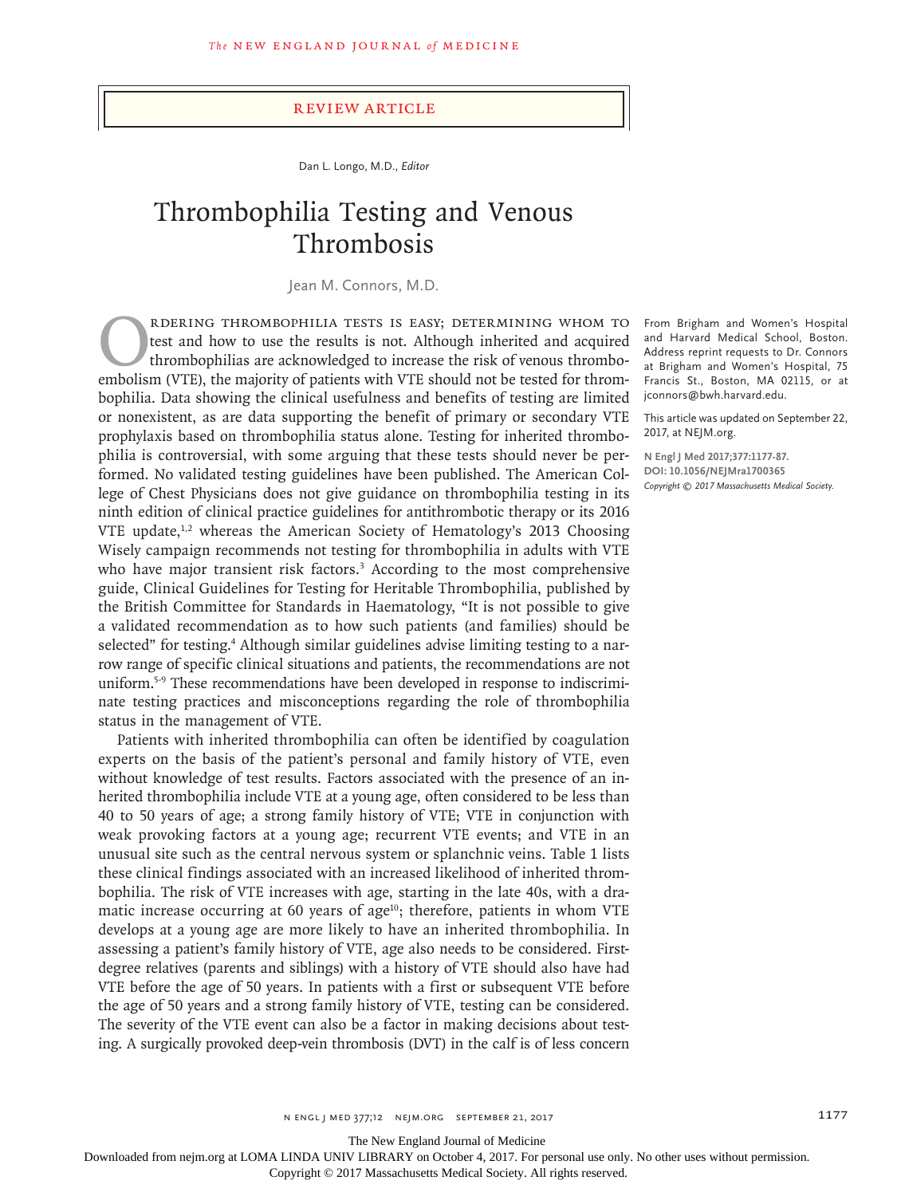REVIEW ARTICLE

Dan L. Longo, M.D., *Editor*

# Thrombophilia Testing and Venous Thrombosis

Jean M. Connors, M.D.

From Brigham and Women's Hospital and Harvard Medical School, Boston. Address reprint requests to Dr. Connors at Brigham and Women's Hospital, 75 Francis St., Boston, MA 02115, or at jconnors@bwh.harvard.edu.

This article was updated on September 22, 2017, at NEJM.org.

**N Engl J Med 2017;377:1177-87.**
**DOI: 10.1056/NEJMra1700365**
*Copyright © 2017 Massachusetts Medical Society.*

Ordering thrombophilia tests is easy; determining whom to test and how to use the results is not. Although inherited and acquired thrombophilias are acknowledged to increase the risk of venous thromboembolism (VTE), the majority of patients with VTE should not be tested for thrombophilia. Data showing the clinical usefulness and benefits of testing are limited or nonexistent, as are data supporting the benefit of primary or secondary VTE prophylaxis based on thrombophilia status alone. Testing for inherited thrombophilia is controversial, with some arguing that these tests should never be performed. No validated testing guidelines have been published. The American College of Chest Physicians does not give guidance on thrombophilia testing in its ninth edition of clinical practice guidelines for antithrombotic therapy or its 2016 VTE update,[1,2] whereas the American Society of Hematology's 2013 Choosing Wisely campaign recommends not testing for thrombophilia in adults with VTE who have major transient risk factors.[3] According to the most comprehensive guide, Clinical Guidelines for Testing for Heritable Thrombophilia, published by the British Committee for Standards in Haematology, "It is not possible to give a validated recommendation as to how such patients (and families) should be selected" for testing.[4] Although similar guidelines advise limiting testing to a narrow range of specific clinical situations and patients, the recommendations are not uniform.[5-9] These recommendations have been developed in response to indiscriminate testing practices and misconceptions regarding the role of thrombophilia status in the management of VTE.

Patients with inherited thrombophilia can often be identified by coagulation experts on the basis of the patient's personal and family history of VTE, even without knowledge of test results. Factors associated with the presence of an inherited thrombophilia include VTE at a young age, often considered to be less than 40 to 50 years of age; a strong family history of VTE; VTE in conjunction with weak provoking factors at a young age; recurrent VTE events; and VTE in an unusual site such as the central nervous system or splanchnic veins. Table 1 lists these clinical findings associated with an increased likelihood of inherited thrombophilia. The risk of VTE increases with age, starting in the late 40s, with a dramatic increase occurring at 60 years of age[10]; therefore, patients in whom VTE develops at a young age are more likely to have an inherited thrombophilia. In assessing a patient's family history of VTE, age also needs to be considered. First-degree relatives (parents and siblings) with a history of VTE should also have had VTE before the age of 50 years. In patients with a first or subsequent VTE before the age of 50 years and a strong family history of VTE, testing can be considered. The severity of the VTE event can also be a factor in making decisions about testing. A surgically provoked deep-vein thrombosis (DVT) in the calf is of less concern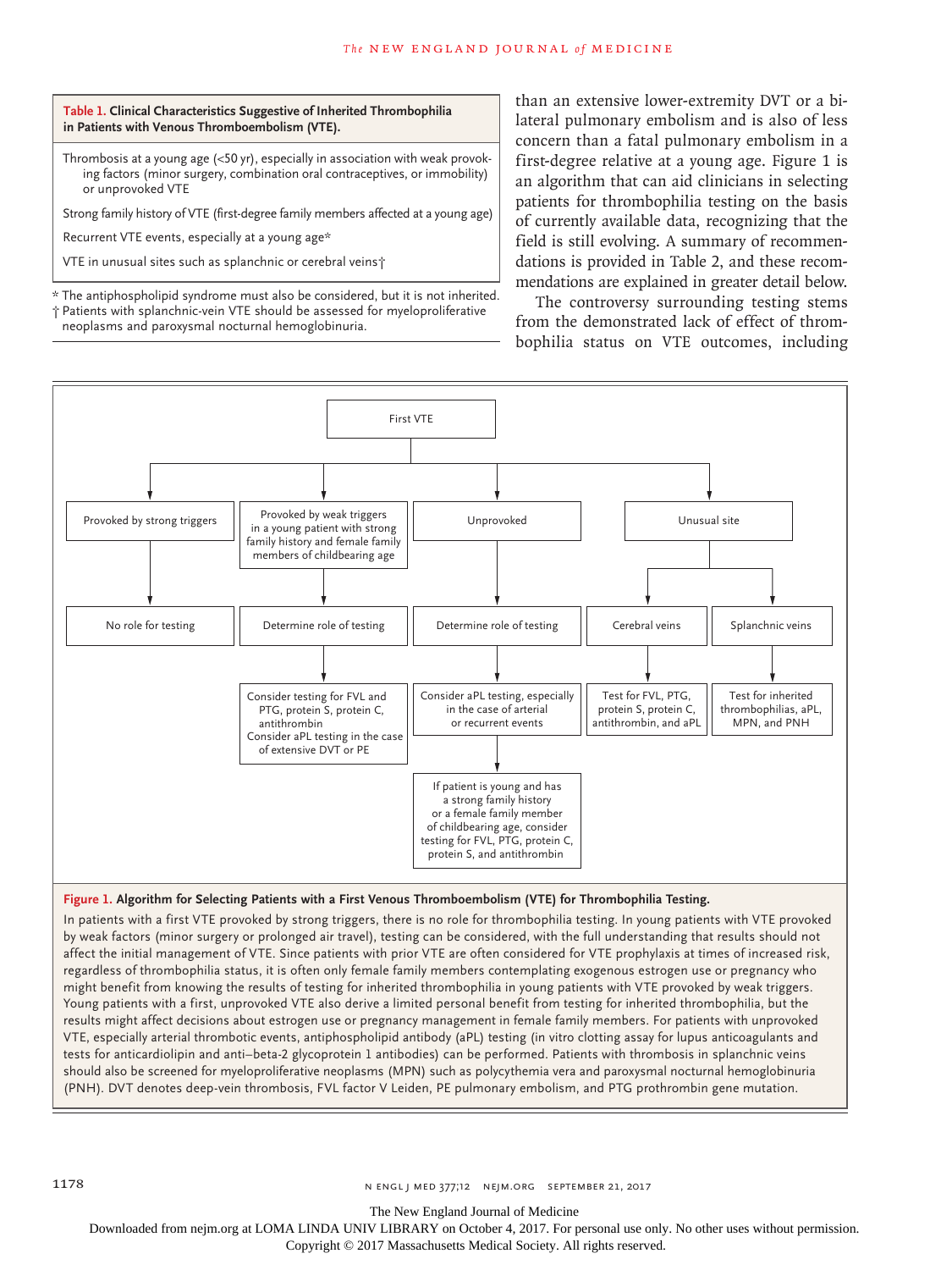**Table 1. Clinical Characteristics Suggestive of Inherited Thrombophilia in Patients with Venous Thromboembolism (VTE).**

| |
|---|
| Thrombosis at a young age (<50 yr), especially in association with weak provoking factors (minor surgery, combination oral contraceptives, or immobility) or unprovoked VTE |
| Strong family history of VTE (first-degree family members affected at a young age) |
| Recurrent VTE events, especially at a young age* |
| VTE in unusual sites such as splanchnic or cerebral veins† |

\* The antiphospholipid syndrome must also be considered, but it is not inherited.
† Patients with splanchnic-vein VTE should be assessed for myeloproliferative neoplasms and paroxysmal nocturnal hemoglobinuria.

than an extensive lower-extremity DVT or a bilateral pulmonary embolism and is also of less concern than a fatal pulmonary embolism in a first-degree relative at a young age. Figure 1 is an algorithm that can aid clinicians in selecting patients for thrombophilia testing on the basis of currently available data, recognizing that the field is still evolving. A summary of recommendations is provided in Table 2, and these recommendations are explained in greater detail below.

The controversy surrounding testing stems from the demonstrated lack of effect of thrombophilia status on VTE outcomes, including

First VTE

- Provoked by strong triggers → No role for testing
- Provoked by weak triggers in a young patient with strong family history and female family members of childbearing age → Determine role of testing → Consider testing for FVL and PTG, protein S, protein C, antithrombin; Consider aPL testing in the case of extensive DVT or PE
- Unprovoked → Determine role of testing → Consider aPL testing, especially in the case of arterial or recurrent events → If patient is young and has a strong family history or a female family member of childbearing age, consider testing for FVL, PTG, protein C, protein S, and antithrombin
- Unusual site
  - Cerebral veins → Test for FVL, PTG, protein S, protein C, antithrombin, and aPL
  - Splanchnic veins → Test for inherited thrombophilias, aPL, MPN, and PNH

**Figure 1. Algorithm for Selecting Patients with a First Venous Thromboembolism (VTE) for Thrombophilia Testing.**

In patients with a first VTE provoked by strong triggers, there is no role for thrombophilia testing. In young patients with VTE provoked by weak factors (minor surgery or prolonged air travel), testing can be considered, with the full understanding that results should not affect the initial management of VTE. Since patients with prior VTE are often considered for VTE prophylaxis at times of increased risk, regardless of thrombophilia status, it is often only female family members contemplating exogenous estrogen use or pregnancy who might benefit from knowing the results of testing for inherited thrombophilia in young patients with VTE provoked by weak triggers. Young patients with a first, unprovoked VTE also derive a limited personal benefit from testing for inherited thrombophilia, but the results might affect decisions about estrogen use or pregnancy management in female family members. For patients with unprovoked VTE, especially arterial thrombotic events, antiphospholipid antibody (aPL) testing (in vitro clotting assay for lupus anticoagulants and tests for anticardiolipin and anti–beta-2 glycoprotein 1 antibodies) can be performed. Patients with thrombosis in splanchnic veins should also be screened for myeloproliferative neoplasms (MPN) such as polycythemia vera and paroxysmal nocturnal hemoglobinuria (PNH). DVT denotes deep-vein thrombosis, FVL factor V Leiden, PE pulmonary embolism, and PTG prothrombin gene mutation.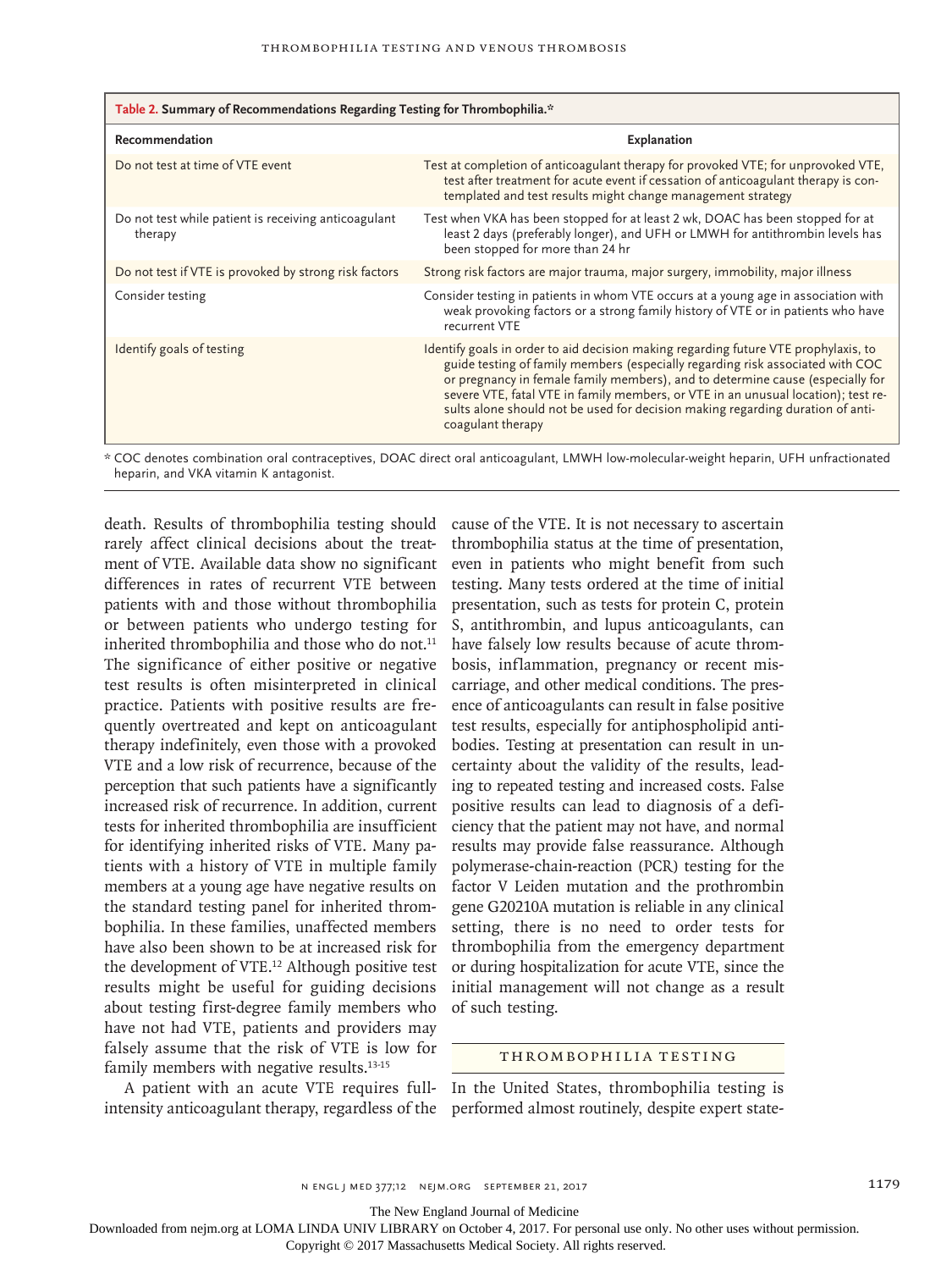**Table 2. Summary of Recommendations Regarding Testing for Thrombophilia.***

| Recommendation | Explanation |
|---|---|
| Do not test at time of VTE event | Test at completion of anticoagulant therapy for provoked VTE; for unprovoked VTE, test after treatment for acute event if cessation of anticoagulant therapy is contemplated and test results might change management strategy |
| Do not test while patient is receiving anticoagulant therapy | Test when VKA has been stopped for at least 2 wk, DOAC has been stopped for at least 2 days (preferably longer), and UFH or LMWH for antithrombin levels has been stopped for more than 24 hr |
| Do not test if VTE is provoked by strong risk factors | Strong risk factors are major trauma, major surgery, immobility, major illness |
| Consider testing | Consider testing in patients in whom VTE occurs at a young age in association with weak provoking factors or a strong family history of VTE or in patients who have recurrent VTE |
| Identify goals of testing | Identify goals in order to aid decision making regarding future VTE prophylaxis, to guide testing of family members (especially regarding risk associated with COC or pregnancy in female family members), and to determine cause (especially for severe VTE, fatal VTE in family members, or VTE in an unusual location); test results alone should not be used for decision making regarding duration of anticoagulant therapy |

\* COC denotes combination oral contraceptives, DOAC direct oral anticoagulant, LMWH low-molecular-weight heparin, UFH unfractionated heparin, and VKA vitamin K antagonist.

death. Results of thrombophilia testing should rarely affect clinical decisions about the treatment of VTE. Available data show no significant differences in rates of recurrent VTE between patients with and those without thrombophilia or between patients who undergo testing for inherited thrombophilia and those who do not.[11] The significance of either positive or negative test results is often misinterpreted in clinical practice. Patients with positive results are frequently overtreated and kept on anticoagulant therapy indefinitely, even those with a provoked VTE and a low risk of recurrence, because of the perception that such patients have a significantly increased risk of recurrence. In addition, current tests for inherited thrombophilia are insufficient for identifying inherited risks of VTE. Many patients with a history of VTE in multiple family members at a young age have negative results on the standard testing panel for inherited thrombophilia. In these families, unaffected members have also been shown to be at increased risk for the development of VTE.[12] Although positive test results might be useful for guiding decisions about testing first-degree family members who have not had VTE, patients and providers may falsely assume that the risk of VTE is low for family members with negative results.[13-15]

A patient with an acute VTE requires full-intensity anticoagulant therapy, regardless of the cause of the VTE. It is not necessary to ascertain thrombophilia status at the time of presentation, even in patients who might benefit from such testing. Many tests ordered at the time of initial presentation, such as tests for protein C, protein S, antithrombin, and lupus anticoagulants, can have falsely low results because of acute thrombosis, inflammation, pregnancy or recent miscarriage, and other medical conditions. The presence of anticoagulants can result in false positive test results, especially for antiphospholipid antibodies. Testing at presentation can result in uncertainty about the validity of the results, leading to repeated testing and increased costs. False positive results can lead to diagnosis of a deficiency that the patient may not have, and normal results may provide false reassurance. Although polymerase-chain-reaction (PCR) testing for the factor V Leiden mutation and the prothrombin gene G20210A mutation is reliable in any clinical setting, there is no need to order tests for thrombophilia from the emergency department or during hospitalization for acute VTE, since the initial management will not change as a result of such testing.

## THROMBOPHILIA TESTING

In the United States, thrombophilia testing is performed almost routinely, despite expert state-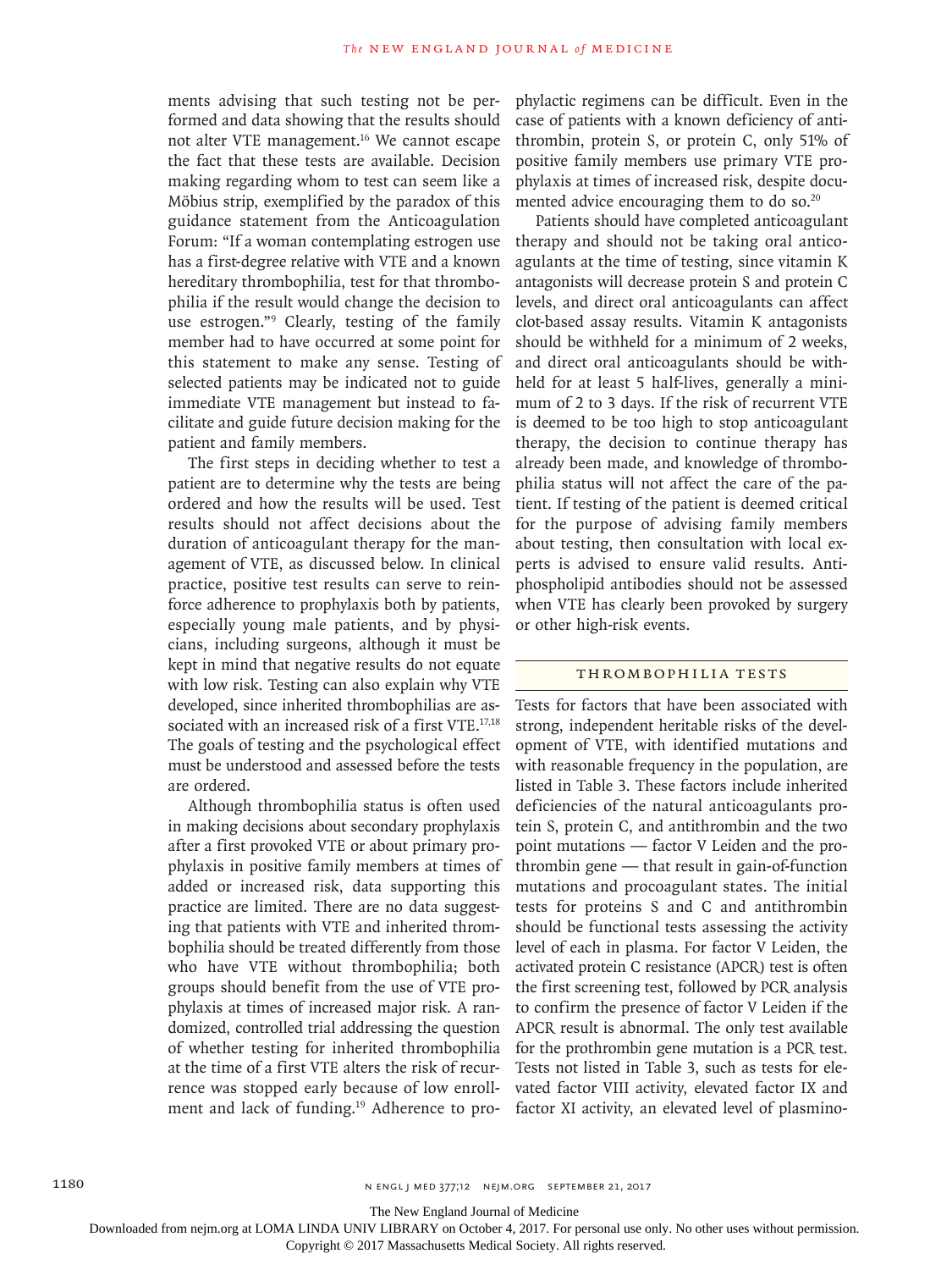ments advising that such testing not be performed and data showing that the results should not alter VTE management.[16] We cannot escape the fact that these tests are available. Decision making regarding whom to test can seem like a Möbius strip, exemplified by the paradox of this guidance statement from the Anticoagulation Forum: "If a woman contemplating estrogen use has a first-degree relative with VTE and a known hereditary thrombophilia, test for that thrombophilia if the result would change the decision to use estrogen."[9] Clearly, testing of the family member had to have occurred at some point for this statement to make any sense. Testing of selected patients may be indicated not to guide immediate VTE management but instead to facilitate and guide future decision making for the patient and family members.

The first steps in deciding whether to test a patient are to determine why the tests are being ordered and how the results will be used. Test results should not affect decisions about the duration of anticoagulant therapy for the management of VTE, as discussed below. In clinical practice, positive test results can serve to reinforce adherence to prophylaxis both by patients, especially young male patients, and by physicians, including surgeons, although it must be kept in mind that negative results do not equate with low risk. Testing can also explain why VTE developed, since inherited thrombophilias are associated with an increased risk of a first VTE.[17,18] The goals of testing and the psychological effect must be understood and assessed before the tests are ordered.

Although thrombophilia status is often used in making decisions about secondary prophylaxis after a first provoked VTE or about primary prophylaxis in positive family members at times of added or increased risk, data supporting this practice are limited. There are no data suggesting that patients with VTE and inherited thrombophilia should be treated differently from those who have VTE without thrombophilia; both groups should benefit from the use of VTE prophylaxis at times of increased major risk. A randomized, controlled trial addressing the question of whether testing for inherited thrombophilia at the time of a first VTE alters the risk of recurrence was stopped early because of low enrollment and lack of funding.[19] Adherence to prophylactic regimens can be difficult. Even in the case of patients with a known deficiency of antithrombin, protein S, or protein C, only 51% of positive family members use primary VTE prophylaxis at times of increased risk, despite documented advice encouraging them to do so.[20]

Patients should have completed anticoagulant therapy and should not be taking oral anticoagulants at the time of testing, since vitamin K antagonists will decrease protein S and protein C levels, and direct oral anticoagulants can affect clot-based assay results. Vitamin K antagonists should be withheld for a minimum of 2 weeks, and direct oral anticoagulants should be withheld for at least 5 half-lives, generally a minimum of 2 to 3 days. If the risk of recurrent VTE is deemed to be too high to stop anticoagulant therapy, the decision to continue therapy has already been made, and knowledge of thrombophilia status will not affect the care of the patient. If testing of the patient is deemed critical for the purpose of advising family members about testing, then consultation with local experts is advised to ensure valid results. Antiphospholipid antibodies should not be assessed when VTE has clearly been provoked by surgery or other high-risk events.

## THROMBOPHILIA TESTS

Tests for factors that have been associated with strong, independent heritable risks of the development of VTE, with identified mutations and with reasonable frequency in the population, are listed in Table 3. These factors include inherited deficiencies of the natural anticoagulants protein S, protein C, and antithrombin and the two point mutations — factor V Leiden and the prothrombin gene — that result in gain-of-function mutations and procoagulant states. The initial tests for proteins S and C and antithrombin should be functional tests assessing the activity level of each in plasma. For factor V Leiden, the activated protein C resistance (APCR) test is often the first screening test, followed by PCR analysis to confirm the presence of factor V Leiden if the APCR result is abnormal. The only test available for the prothrombin gene mutation is a PCR test. Tests not listed in Table 3, such as tests for elevated factor VIII activity, elevated factor IX and factor XI activity, an elevated level of plasmino-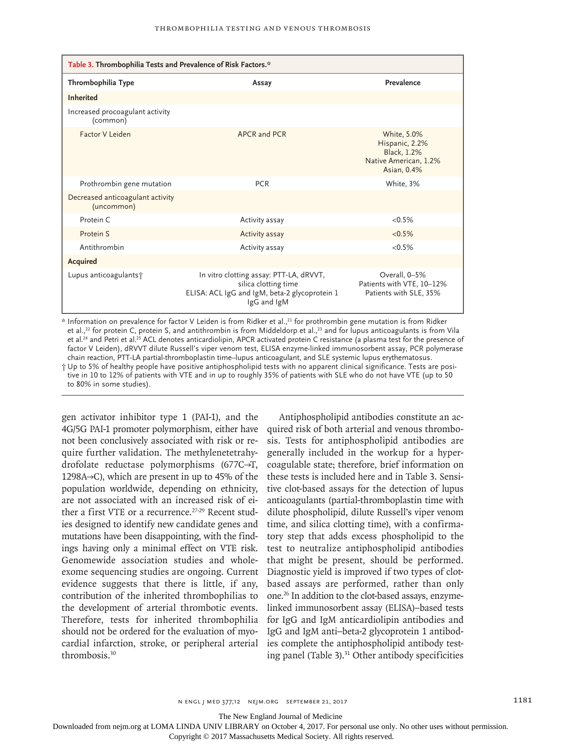**Table 3. Thrombophilia Tests and Prevalence of Risk Factors.***

| Thrombophilia Type | Assay | Prevalence |
|---|---|---|
| **Inherited** | | |
| Increased procoagulant activity (common) | | |
| Factor V Leiden | APCR and PCR | White, 5.0%; Hispanic, 2.2%; Black, 1.2%; Native American, 1.2%; Asian, 0.4% |
| Prothrombin gene mutation | PCR | White, 3% |
| Decreased anticoagulant activity (uncommon) | | |
| Protein C | Activity assay | <0.5% |
| Protein S | Activity assay | <0.5% |
| Antithrombin | Activity assay | <0.5% |
| **Acquired** | | |
| Lupus anticoagulants† | In vitro clotting assay: PTT-LA, dRVVT, silica clotting time; ELISA: ACL IgG and IgM, beta-2 glycoprotein 1 IgG and IgM | Overall, 0–5%; Patients with VTE, 10–12%; Patients with SLE, 35% |

\* Information on prevalence for factor V Leiden is from Ridker et al.,[21] for prothrombin gene mutation is from Ridker et al.,[22] for protein C, protein S, and antithrombin is from Middeldorp et al.,[23] and for lupus anticoagulants is from Vila et al.[24] and Petri et al.[25] ACL denotes anticardiolipin, APCR activated protein C resistance (a plasma test for the presence of factor V Leiden), dRVVT dilute Russell's viper venom test, ELISA enzyme-linked immunosorbent assay, PCR polymerase chain reaction, PTT-LA partial-thromboplastin time–lupus anticoagulant, and SLE systemic lupus erythematosus.

† Up to 5% of healthy people have positive antiphospholipid tests with no apparent clinical significance. Tests are positive in 10 to 12% of patients with VTE and in up to roughly 35% of patients with SLE who do not have VTE (up to 50 to 80% in some studies).

gen activator inhibitor type 1 (PAI-1), and the 4G/5G PAI-1 promoter polymorphism, either have not been conclusively associated with risk or require further validation. The methylenetetrahydrofolate reductase polymorphisms (677C→T, 1298A→C), which are present in up to 45% of the population worldwide, depending on ethnicity, are not associated with an increased risk of either a first VTE or a recurrence.[27-29] Recent studies designed to identify new candidate genes and mutations have been disappointing, with the findings having only a minimal effect on VTE risk. Genomewide association studies and whole-exome sequencing studies are ongoing. Current evidence suggests that there is little, if any, contribution of the inherited thrombophilias to the development of arterial thrombotic events. Therefore, tests for inherited thrombophilia should not be ordered for the evaluation of myocardial infarction, stroke, or peripheral arterial thrombosis.[30]

Antiphospholipid antibodies constitute an acquired risk of both arterial and venous thrombosis. Tests for antiphospholipid antibodies are generally included in the workup for a hypercoagulable state; therefore, brief information on these tests is included here and in Table 3. Sensitive clot-based assays for the detection of lupus anticoagulants (partial-thromboplastin time with dilute phospholipid, dilute Russell's viper venom time, and silica clotting time), with a confirmatory step that adds excess phospholipid to the test to neutralize antiphospholipid antibodies that might be present, should be performed. Diagnostic yield is improved if two types of clot-based assays are performed, rather than only one.[26] In addition to the clot-based assays, enzyme-linked immunosorbent assay (ELISA)–based tests for IgG and IgM anticardiolipin antibodies and IgG and IgM anti–beta-2 glycoprotein 1 antibodies complete the antiphospholipid antibody testing panel (Table 3).[31] Other antibody specificities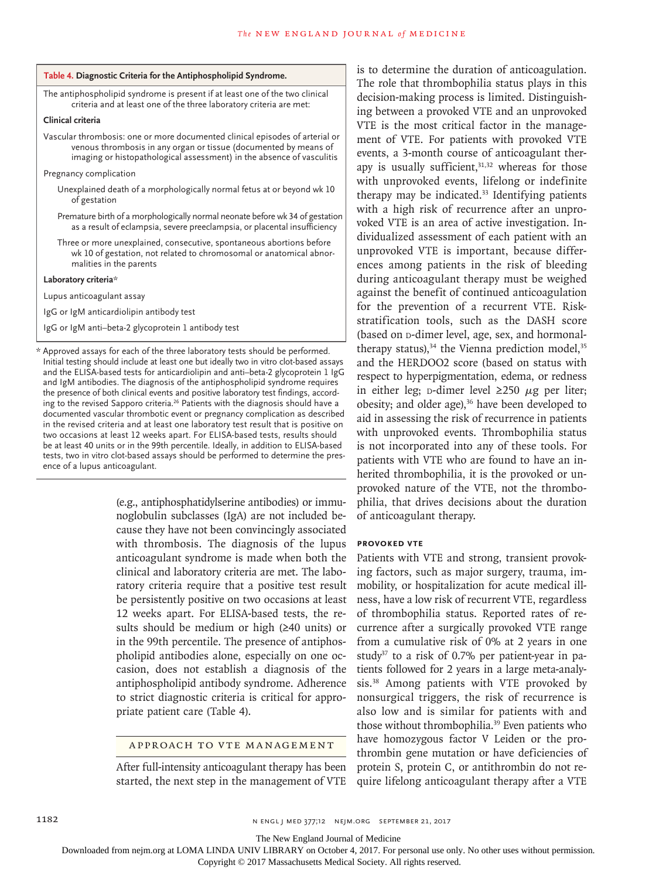**Table 4. Diagnostic Criteria for the Antiphospholipid Syndrome.**

The antiphospholipid syndrome is present if at least one of the two clinical criteria and at least one of the three laboratory criteria are met:

**Clinical criteria**

Vascular thrombosis: one or more documented clinical episodes of arterial or venous thrombosis in any organ or tissue (documented by means of imaging or histopathological assessment) in the absence of vasculitis

Pregnancy complication

- Unexplained death of a morphologically normal fetus at or beyond wk 10 of gestation
- Premature birth of a morphologically normal neonate before wk 34 of gestation as a result of eclampsia, severe preeclampsia, or placental insufficiency
- Three or more unexplained, consecutive, spontaneous abortions before wk 10 of gestation, not related to chromosomal or anatomical abnormalities in the parents

**Laboratory criteria***

Lupus anticoagulant assay

IgG or IgM anticardiolipin antibody test

IgG or IgM anti–beta-2 glycoprotein 1 antibody test

\* Approved assays for each of the three laboratory tests should be performed. Initial testing should include at least one but ideally two in vitro clot-based assays and the ELISA-based tests for anticardiolipin and anti–beta-2 glycoprotein 1 IgG and IgM antibodies. The diagnosis of the antiphospholipid syndrome requires the presence of both clinical events and positive laboratory test findings, according to the revised Sapporo criteria.[26] Patients with the diagnosis should have a documented vascular thrombotic event or pregnancy complication as described in the revised criteria and at least one laboratory test result that is positive on two occasions at least 12 weeks apart. For ELISA-based tests, results should be at least 40 units or in the 99th percentile. Ideally, in addition to ELISA-based tests, two in vitro clot-based assays should be performed to determine the presence of a lupus anticoagulant.

(e.g., antiphosphatidylserine antibodies) or immunoglobulin subclasses (IgA) are not included because they have not been convincingly associated with thrombosis. The diagnosis of the lupus anticoagulant syndrome is made when both the clinical and laboratory criteria are met. The laboratory criteria require that a positive test result be persistently positive on two occasions at least 12 weeks apart. For ELISA-based tests, the results should be medium or high (≥40 units) or in the 99th percentile. The presence of antiphospholipid antibodies alone, especially on one occasion, does not establish a diagnosis of the antiphospholipid antibody syndrome. Adherence to strict diagnostic criteria is critical for appropriate patient care (Table 4).

## APPROACH TO VTE MANAGEMENT

After full-intensity anticoagulant therapy has been started, the next step in the management of VTE is to determine the duration of anticoagulation. The role that thrombophilia status plays in this decision-making process is limited. Distinguishing between a provoked VTE and an unprovoked VTE is the most critical factor in the management of VTE. For patients with provoked VTE events, a 3-month course of anticoagulant therapy is usually sufficient,[31,32] whereas for those with unprovoked events, lifelong or indefinite therapy may be indicated.[33] Identifying patients with a high risk of recurrence after an unprovoked VTE is an area of active investigation. Individualized assessment of each patient with an unprovoked VTE is important, because differences among patients in the risk of bleeding during anticoagulant therapy must be weighed against the benefit of continued anticoagulation for the prevention of a recurrent VTE. Risk-stratification tools, such as the DASH score (based on D-dimer level, age, sex, and hormonal-therapy status),[34] the Vienna prediction model,[35] and the HERDOO2 score (based on status with respect to hyperpigmentation, edema, or redness in either leg; D-dimer level ≥250 μg per liter; obesity; and older age),[36] have been developed to aid in assessing the risk of recurrence in patients with unprovoked events. Thrombophilia status is not incorporated into any of these tools. For patients with VTE who are found to have an inherited thrombophilia, it is the provoked or unprovoked nature of the VTE, not the thrombophilia, that drives decisions about the duration of anticoagulant therapy.

### PROVOKED VTE

Patients with VTE and strong, transient provoking factors, such as major surgery, trauma, immobility, or hospitalization for acute medical illness, have a low risk of recurrent VTE, regardless of thrombophilia status. Reported rates of recurrence after a surgically provoked VTE range from a cumulative risk of 0% at 2 years in one study[37] to a risk of 0.7% per patient-year in patients followed for 2 years in a large meta-analysis.[38] Among patients with VTE provoked by nonsurgical triggers, the risk of recurrence is also low and is similar for patients with and those without thrombophilia.[39] Even patients who have homozygous factor V Leiden or the prothrombin gene mutation or have deficiencies of protein S, protein C, or antithrombin do not require lifelong anticoagulant therapy after a VTE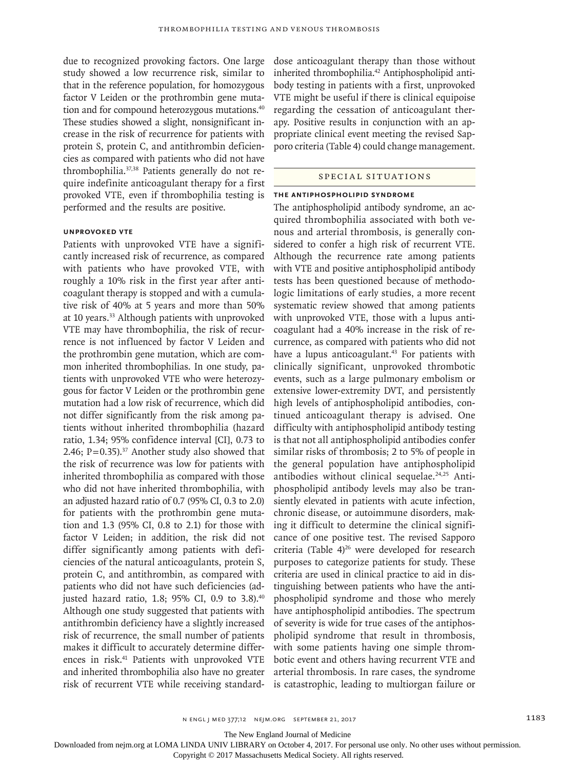due to recognized provoking factors. One large study showed a low recurrence risk, similar to that in the reference population, for homozygous factor V Leiden or the prothrombin gene mutation and for compound heterozygous mutations.[40] These studies showed a slight, nonsignificant increase in the risk of recurrence for patients with protein S, protein C, and antithrombin deficiencies as compared with patients who did not have thrombophilia.[37,38] Patients generally do not require indefinite anticoagulant therapy for a first provoked VTE, even if thrombophilia testing is performed and the results are positive.

### Unprovoked VTE

Patients with unprovoked VTE have a significantly increased risk of recurrence, as compared with patients who have provoked VTE, with roughly a 10% risk in the first year after anticoagulant therapy is stopped and with a cumulative risk of 40% at 5 years and more than 50% at 10 years.[33] Although patients with unprovoked VTE may have thrombophilia, the risk of recurrence is not influenced by factor V Leiden and the prothrombin gene mutation, which are common inherited thrombophilias. In one study, patients with unprovoked VTE who were heterozygous for factor V Leiden or the prothrombin gene mutation had a low risk of recurrence, which did not differ significantly from the risk among patients without inherited thrombophilia (hazard ratio, 1.34; 95% confidence interval [CI], 0.73 to 2.46; P=0.35).[37] Another study also showed that the risk of recurrence was low for patients with inherited thrombophilia as compared with those who did not have inherited thrombophilia, with an adjusted hazard ratio of 0.7 (95% CI, 0.3 to 2.0) for patients with the prothrombin gene mutation and 1.3 (95% CI, 0.8 to 2.1) for those with factor V Leiden; in addition, the risk did not differ significantly among patients with deficiencies of the natural anticoagulants, protein S, protein C, and antithrombin, as compared with patients who did not have such deficiencies (adjusted hazard ratio, 1.8; 95% CI, 0.9 to 3.8).[40] Although one study suggested that patients with antithrombin deficiency have a slightly increased risk of recurrence, the small number of patients makes it difficult to accurately determine differences in risk.[41] Patients with unprovoked VTE and inherited thrombophilia also have no greater risk of recurrent VTE while receiving standard-dose anticoagulant therapy than those without inherited thrombophilia.[42] Antiphospholipid antibody testing in patients with a first, unprovoked VTE might be useful if there is clinical equipoise regarding the cessation of anticoagulant therapy. Positive results in conjunction with an appropriate clinical event meeting the revised Sapporo criteria (Table 4) could change management.

## Special Situations

### The Antiphospholipid Syndrome

The antiphospholipid antibody syndrome, an acquired thrombophilia associated with both venous and arterial thrombosis, is generally considered to confer a high risk of recurrent VTE. Although the recurrence rate among patients with VTE and positive antiphospholipid antibody tests has been questioned because of methodologic limitations of early studies, a more recent systematic review showed that among patients with unprovoked VTE, those with a lupus anticoagulant had a 40% increase in the risk of recurrence, as compared with patients who did not have a lupus anticoagulant.[43] For patients with clinically significant, unprovoked thrombotic events, such as a large pulmonary embolism or extensive lower-extremity DVT, and persistently high levels of antiphospholipid antibodies, continued anticoagulant therapy is advised. One difficulty with antiphospholipid antibody testing is that not all antiphospholipid antibodies confer similar risks of thrombosis; 2 to 5% of people in the general population have antiphospholipid antibodies without clinical sequelae.[24,25] Antiphospholipid antibody levels may also be transiently elevated in patients with acute infection, chronic disease, or autoimmune disorders, making it difficult to determine the clinical significance of one positive test. The revised Sapporo criteria (Table 4)[26] were developed for research purposes to categorize patients for study. These criteria are used in clinical practice to aid in distinguishing between patients who have the antiphospholipid syndrome and those who merely have antiphospholipid antibodies. The spectrum of severity is wide for true cases of the antiphospholipid syndrome that result in thrombosis, with some patients having one simple thrombotic event and others having recurrent VTE and arterial thrombosis. In rare cases, the syndrome is catastrophic, leading to multiorgan failure or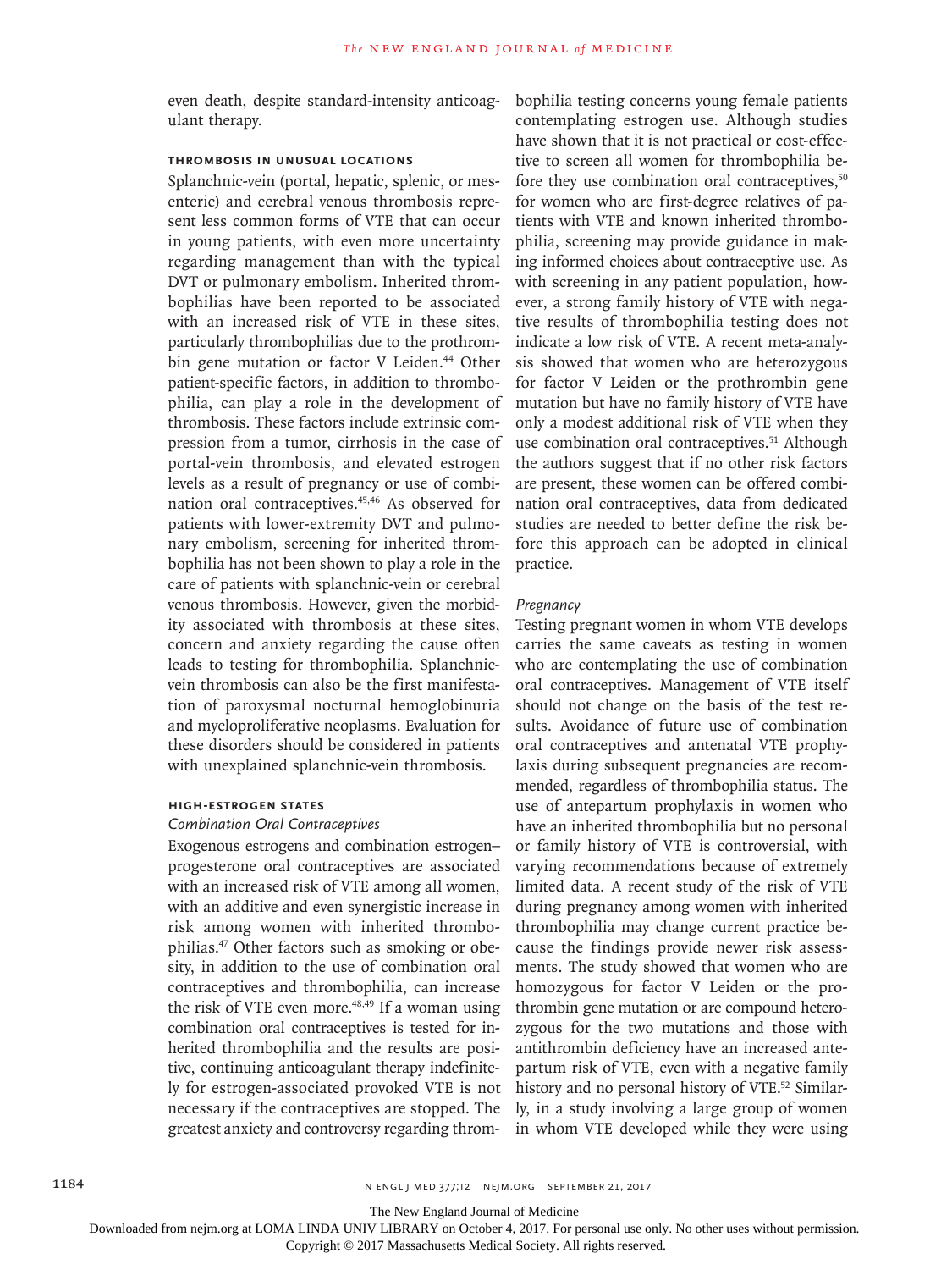even death, despite standard-intensity anticoagulant therapy.

### THROMBOSIS IN UNUSUAL LOCATIONS

Splanchnic-vein (portal, hepatic, splenic, or mesenteric) and cerebral venous thrombosis represent less common forms of VTE that can occur in young patients, with even more uncertainty regarding management than with the typical DVT or pulmonary embolism. Inherited thrombophilias have been reported to be associated with an increased risk of VTE in these sites, particularly thrombophilias due to the prothrombin gene mutation or factor V Leiden.[44] Other patient-specific factors, in addition to thrombophilia, can play a role in the development of thrombosis. These factors include extrinsic compression from a tumor, cirrhosis in the case of portal-vein thrombosis, and elevated estrogen levels as a result of pregnancy or use of combination oral contraceptives.[45,46] As observed for patients with lower-extremity DVT and pulmonary embolism, screening for inherited thrombophilia has not been shown to play a role in the care of patients with splanchnic-vein or cerebral venous thrombosis. However, given the morbidity associated with thrombosis at these sites, concern and anxiety regarding the cause often leads to testing for thrombophilia. Splanchnic-vein thrombosis can also be the first manifestation of paroxysmal nocturnal hemoglobinuria and myeloproliferative neoplasms. Evaluation for these disorders should be considered in patients with unexplained splanchnic-vein thrombosis.

### HIGH-ESTROGEN STATES

#### *Combination Oral Contraceptives*

Exogenous estrogens and combination estrogen–progesterone oral contraceptives are associated with an increased risk of VTE among all women, with an additive and even synergistic increase in risk among women with inherited thrombophilias.[47] Other factors such as smoking or obesity, in addition to the use of combination oral contraceptives and thrombophilia, can increase the risk of VTE even more.[48,49] If a woman using combination oral contraceptives is tested for inherited thrombophilia and the results are positive, continuing anticoagulant therapy indefinitely for estrogen-associated provoked VTE is not necessary if the contraceptives are stopped. The greatest anxiety and controversy regarding thrombophilia testing concerns young female patients contemplating estrogen use. Although studies have shown that it is not practical or cost-effective to screen all women for thrombophilia before they use combination oral contraceptives,[50] for women who are first-degree relatives of patients with VTE and known inherited thrombophilia, screening may provide guidance in making informed choices about contraceptive use. As with screening in any patient population, however, a strong family history of VTE with negative results of thrombophilia testing does not indicate a low risk of VTE. A recent meta-analysis showed that women who are heterozygous for factor V Leiden or the prothrombin gene mutation but have no family history of VTE have only a modest additional risk of VTE when they use combination oral contraceptives.[51] Although the authors suggest that if no other risk factors are present, these women can be offered combination oral contraceptives, data from dedicated studies are needed to better define the risk before this approach can be adopted in clinical practice.

#### *Pregnancy*

Testing pregnant women in whom VTE develops carries the same caveats as testing in women who are contemplating the use of combination oral contraceptives. Management of VTE itself should not change on the basis of the test results. Avoidance of future use of combination oral contraceptives and antenatal VTE prophylaxis during subsequent pregnancies are recommended, regardless of thrombophilia status. The use of antepartum prophylaxis in women who have an inherited thrombophilia but no personal or family history of VTE is controversial, with varying recommendations because of extremely limited data. A recent study of the risk of VTE during pregnancy among women with inherited thrombophilia may change current practice because the findings provide newer risk assessments. The study showed that women who are homozygous for factor V Leiden or the prothrombin gene mutation or are compound heterozygous for the two mutations and those with antithrombin deficiency have an increased antepartum risk of VTE, even with a negative family history and no personal history of VTE.[52] Similarly, in a study involving a large group of women in whom VTE developed while they were using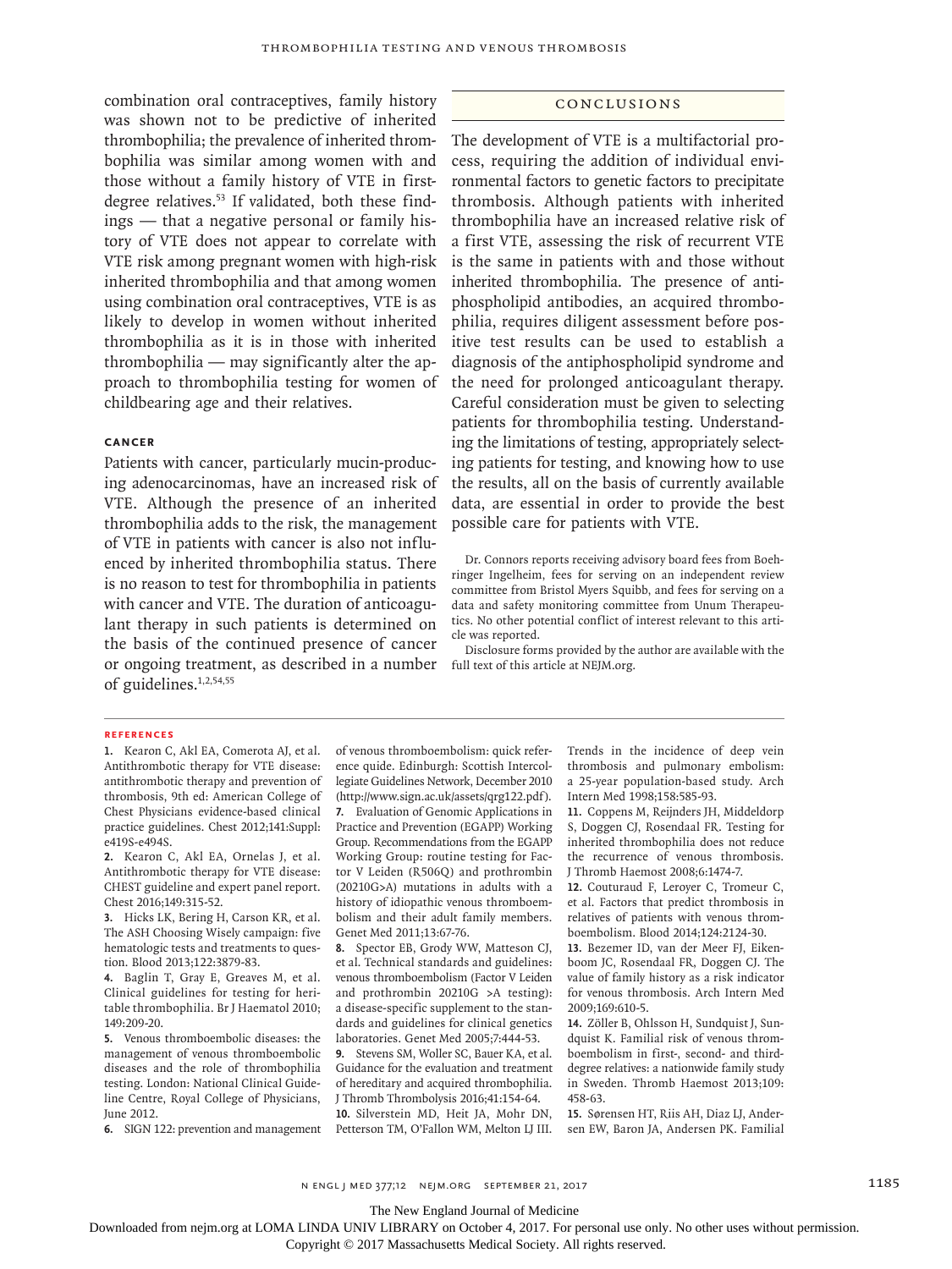combination oral contraceptives, family history was shown not to be predictive of inherited thrombophilia; the prevalence of inherited thrombophilia was similar among women with and those without a family history of VTE in first-degree relatives.[53] If validated, both these findings — that a negative personal or family history of VTE does not appear to correlate with VTE risk among pregnant women with high-risk inherited thrombophilia and that among women using combination oral contraceptives, VTE is as likely to develop in women without inherited thrombophilia as it is in those with inherited thrombophilia — may significantly alter the approach to thrombophilia testing for women of childbearing age and their relatives.

### CANCER

Patients with cancer, particularly mucin-producing adenocarcinomas, have an increased risk of VTE. Although the presence of an inherited thrombophilia adds to the risk, the management of VTE in patients with cancer is also not influenced by inherited thrombophilia status. There is no reason to test for thrombophilia in patients with cancer and VTE. The duration of anticoagulant therapy in such patients is determined on the basis of the continued presence of cancer or ongoing treatment, as described in a number of guidelines.[1,2,54,55]

## CONCLUSIONS

The development of VTE is a multifactorial process, requiring the addition of individual environmental factors to genetic factors to precipitate thrombosis. Although patients with inherited thrombophilia have an increased relative risk of a first VTE, assessing the risk of recurrent VTE is the same in patients with and those without inherited thrombophilia. The presence of antiphospholipid antibodies, an acquired thrombophilia, requires diligent assessment before positive test results can be used to establish a diagnosis of the antiphospholipid syndrome and the need for prolonged anticoagulant therapy. Careful consideration must be given to selecting patients for thrombophilia testing. Understanding the limitations of testing, appropriately selecting patients for testing, and knowing how to use the results, all on the basis of currently available data, are essential in order to provide the best possible care for patients with VTE.

Dr. Connors reports receiving advisory board fees from Boehringer Ingelheim, fees for serving on an independent review committee from Bristol Myers Squibb, and fees for serving on a data and safety monitoring committee from Unum Therapeutics. No other potential conflict of interest relevant to this article was reported.

Disclosure forms provided by the author are available with the full text of this article at NEJM.org.

## REFERENCES

1. Kearon C, Akl EA, Comerota AJ, et al. Antithrombotic therapy for VTE disease: antithrombotic therapy and prevention of thrombosis, 9th ed: American College of Chest Physicians evidence-based clinical practice guidelines. Chest 2012;141:Suppl:e419S-e494S.
2. Kearon C, Akl EA, Ornelas J, et al. Antithrombotic therapy for VTE disease: CHEST guideline and expert panel report. Chest 2016;149:315-52.
3. Hicks LK, Bering H, Carson KR, et al. The ASH Choosing Wisely campaign: five hematologic tests and treatments to question. Blood 2013;122:3879-83.
4. Baglin T, Gray E, Greaves M, et al. Clinical guidelines for testing for heritable thrombophilia. Br J Haematol 2010;149:209-20.
5. Venous thromboembolic diseases: the management of venous thromboembolic diseases and the role of thrombophilia testing. London: National Clinical Guideline Centre, Royal College of Physicians, June 2012.
6. SIGN 122: prevention and management of venous thromboembolism: quick reference quide. Edinburgh: Scottish Intercollegiate Guidelines Network, December 2010 (http://www.sign.ac.uk/assets/qrg122.pdf).
7. Evaluation of Genomic Applications in Practice and Prevention (EGAPP) Working Group. Recommendations from the EGAPP Working Group: routine testing for Factor V Leiden (R506Q) and prothrombin (20210G>A) mutations in adults with a history of idiopathic venous thromboembolism and their adult family members. Genet Med 2011;13:67-76.
8. Spector EB, Grody WW, Matteson CJ, et al. Technical standards and guidelines: venous thromboembolism (Factor V Leiden and prothrombin 20210G >A testing): a disease-specific supplement to the standards and guidelines for clinical genetics laboratories. Genet Med 2005;7:444-53.
9. Stevens SM, Woller SC, Bauer KA, et al. Guidance for the evaluation and treatment of hereditary and acquired thrombophilia. J Thromb Thrombolysis 2016;41:154-64.
10. Silverstein MD, Heit JA, Mohr DN, Petterson TM, O'Fallon WM, Melton LJ III. Trends in the incidence of deep vein thrombosis and pulmonary embolism: a 25-year population-based study. Arch Intern Med 1998;158:585-93.
11. Coppens M, Reijnders JH, Middeldorp S, Doggen CJ, Rosendaal FR. Testing for inherited thrombophilia does not reduce the recurrence of venous thrombosis. J Thromb Haemost 2008;6:1474-7.
12. Couturaud F, Leroyer C, Tromeur C, et al. Factors that predict thrombosis in relatives of patients with venous thromboembolism. Blood 2014;124:2124-30.
13. Bezemer ID, van der Meer FJ, Eikenboom JC, Rosendaal FR, Doggen CJ. The value of family history as a risk indicator for venous thrombosis. Arch Intern Med 2009;169:610-5.
14. Zöller B, Ohlsson H, Sundquist J, Sundquist K. Familial risk of venous thromboembolism in first-, second- and third-degree relatives: a nationwide family study in Sweden. Thromb Haemost 2013;109:458-63.
15. Sørensen HT, Riis AH, Diaz LJ, Andersen EW, Baron JA, Andersen PK. Familial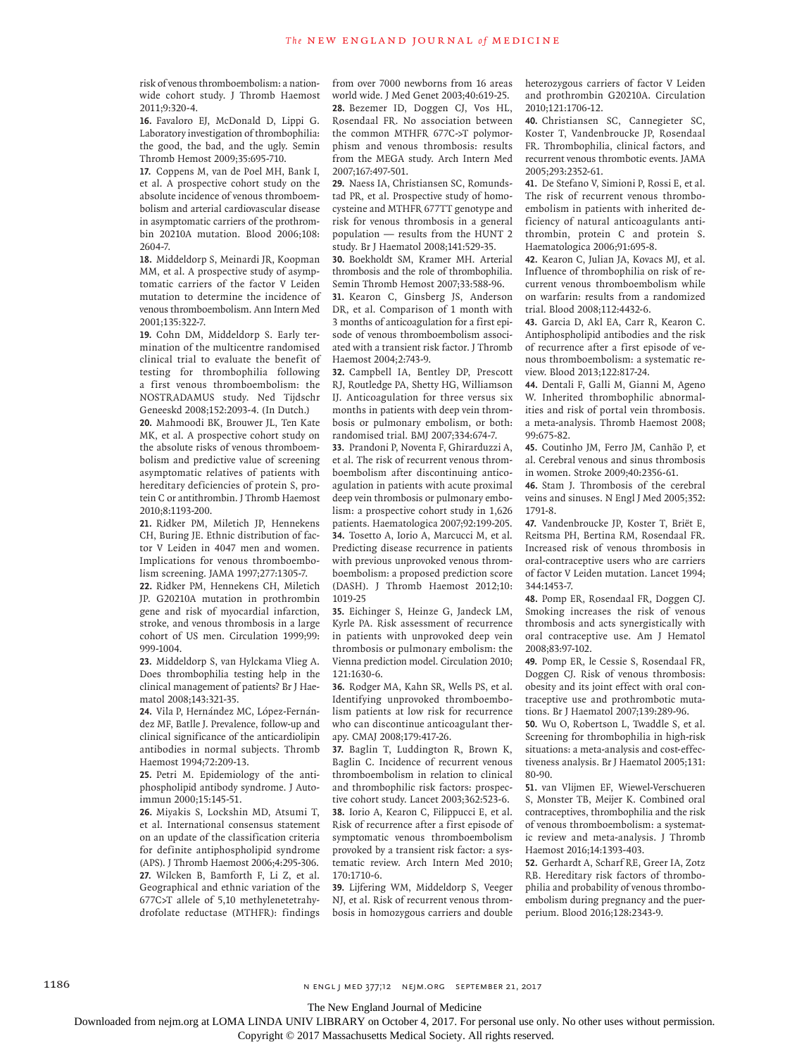risk of venous thromboembolism: a nationwide cohort study. J Thromb Haemost 2011;9:320-4.

**16.** Favaloro EJ, McDonald D, Lippi G. Laboratory investigation of thrombophilia: the good, the bad, and the ugly. Semin Thromb Hemost 2009;35:695-710.

**17.** Coppens M, van de Poel MH, Bank I, et al. A prospective cohort study on the absolute incidence of venous thromboembolism and arterial cardiovascular disease in asymptomatic carriers of the prothrombin 20210A mutation. Blood 2006;108:2604-7.

**18.** Middeldorp S, Meinardi JR, Koopman MM, et al. A prospective study of asymptomatic carriers of the factor V Leiden mutation to determine the incidence of venous thromboembolism. Ann Intern Med 2001;135:322-7.

**19.** Cohn DM, Middeldorp S. Early termination of the multicentre randomised clinical trial to evaluate the benefit of testing for thrombophilia following a first venous thromboembolism: the NOSTRADAMUS study. Ned Tijdschr Geneeskd 2008;152:2093-4. (In Dutch.)

**20.** Mahmoodi BK, Brouwer JL, Ten Kate MK, et al. A prospective cohort study on the absolute risks of venous thromboembolism and predictive value of screening asymptomatic relatives of patients with hereditary deficiencies of protein S, protein C or antithrombin. J Thromb Haemost 2010;8:1193-200.

**21.** Ridker PM, Miletich JP, Hennekens CH, Buring JE. Ethnic distribution of factor V Leiden in 4047 men and women. Implications for venous thromboembolism screening. JAMA 1997;277:1305-7.

**22.** Ridker PM, Hennekens CH, Miletich JP. G20210A mutation in prothrombin gene and risk of myocardial infarction, stroke, and venous thrombosis in a large cohort of US men. Circulation 1999;99:999-1004.

**23.** Middeldorp S, van Hylckama Vlieg A. Does thrombophilia testing help in the clinical management of patients? Br J Haematol 2008;143:321-35.

**24.** Vila P, Hernández MC, López-Fernández MF, Batlle J. Prevalence, follow-up and clinical significance of the anticardiolipin antibodies in normal subjects. Thromb Haemost 1994;72:209-13.

**25.** Petri M. Epidemiology of the antiphospholipid antibody syndrome. J Autoimmun 2000;15:145-51.

**26.** Miyakis S, Lockshin MD, Atsumi T, et al. International consensus statement on an update of the classification criteria for definite antiphospholipid syndrome (APS). J Thromb Haemost 2006;4:295-306.

**27.** Wilcken B, Bamforth F, Li Z, et al. Geographical and ethnic variation of the 677C>T allele of 5,10 methylenetetrahydrofolate reductase (MTHFR): findings from over 7000 newborns from 16 areas world wide. J Med Genet 2003;40:619-25.

**28.** Bezemer ID, Doggen CJ, Vos HL, Rosendaal FR. No association between the common MTHFR 677C->T polymorphism and venous thrombosis: results from the MEGA study. Arch Intern Med 2007;167:497-501.

**29.** Naess IA, Christiansen SC, Romundstad PR, et al. Prospective study of homocysteine and MTHFR 677TT genotype and risk for venous thrombosis in a general population — results from the HUNT 2 study. Br J Haematol 2008;141:529-35.

**30.** Boekholdt SM, Kramer MH. Arterial thrombosis and the role of thrombophilia. Semin Thromb Hemost 2007;33:588-96.

**31.** Kearon C, Ginsberg JS, Anderson DR, et al. Comparison of 1 month with 3 months of anticoagulation for a first episode of venous thromboembolism associated with a transient risk factor. J Thromb Haemost 2004;2:743-9.

**32.** Campbell IA, Bentley DP, Prescott RJ, Routledge PA, Shetty HG, Williamson IJ. Anticoagulation for three versus six months in patients with deep vein thrombosis or pulmonary embolism, or both: randomised trial. BMJ 2007;334:674-7.

**33.** Prandoni P, Noventa F, Ghirarduzzi A, et al. The risk of recurrent venous thromboembolism after discontinuing anticoagulation in patients with acute proximal deep vein thrombosis or pulmonary embolism: a prospective cohort study in 1,626 patients. Haematologica 2007;92:199-205.

**34.** Tosetto A, Iorio A, Marcucci M, et al. Predicting disease recurrence in patients with previous unprovoked venous thromboembolism: a proposed prediction score (DASH). J Thromb Haemost 2012;10:1019-25

**35.** Eichinger S, Heinze G, Jandeck LM, Kyrle PA. Risk assessment of recurrence in patients with unprovoked deep vein thrombosis or pulmonary embolism: the Vienna prediction model. Circulation 2010;121:1630-6.

**36.** Rodger MA, Kahn SR, Wells PS, et al. Identifying unprovoked thromboembolism patients at low risk for recurrence who can discontinue anticoagulant therapy. CMAJ 2008;179:417-26.

**37.** Baglin T, Luddington R, Brown K, Baglin C. Incidence of recurrent venous thromboembolism in relation to clinical and thrombophilic risk factors: prospective cohort study. Lancet 2003;362:523-6.

**38.** Iorio A, Kearon C, Filippucci E, et al. Risk of recurrence after a first episode of symptomatic venous thromboembolism provoked by a transient risk factor: a systematic review. Arch Intern Med 2010;170:1710-6.

**39.** Lijfering WM, Middeldorp S, Veeger NJ, et al. Risk of recurrent venous thrombosis in homozygous carriers and double heterozygous carriers of factor V Leiden and prothrombin G20210A. Circulation 2010;121:1706-12.

**40.** Christiansen SC, Cannegieter SC, Koster T, Vandenbroucke JP, Rosendaal FR. Thrombophilia, clinical factors, and recurrent venous thrombotic events. JAMA 2005;293:2352-61.

**41.** De Stefano V, Simioni P, Rossi E, et al. The risk of recurrent venous thromboembolism in patients with inherited deficiency of natural anticoagulants antithrombin, protein C and protein S. Haematologica 2006;91:695-8.

**42.** Kearon C, Julian JA, Kovacs MJ, et al. Influence of thrombophilia on risk of recurrent venous thromboembolism while on warfarin: results from a randomized trial. Blood 2008;112:4432-6.

**43.** Garcia D, Akl EA, Carr R, Kearon C. Antiphospholipid antibodies and the risk of recurrence after a first episode of venous thromboembolism: a systematic review. Blood 2013;122:817-24.

**44.** Dentali F, Galli M, Gianni M, Ageno W. Inherited thrombophilic abnormalities and risk of portal vein thrombosis. a meta-analysis. Thromb Haemost 2008;99:675-82.

**45.** Coutinho JM, Ferro JM, Canhão P, et al. Cerebral venous and sinus thrombosis in women. Stroke 2009;40:2356-61.

**46.** Stam J. Thrombosis of the cerebral veins and sinuses. N Engl J Med 2005;352:1791-8.

**47.** Vandenbroucke JP, Koster T, Briët E, Reitsma PH, Bertina RM, Rosendaal FR. Increased risk of venous thrombosis in oral-contraceptive users who are carriers of factor V Leiden mutation. Lancet 1994;344:1453-7.

**48.** Pomp ER, Rosendaal FR, Doggen CJ. Smoking increases the risk of venous thrombosis and acts synergistically with oral contraceptive use. Am J Hematol 2008;83:97-102.

**49.** Pomp ER, le Cessie S, Rosendaal FR, Doggen CJ. Risk of venous thrombosis: obesity and its joint effect with oral contraceptive use and prothrombotic mutations. Br J Haematol 2007;139:289-96.

**50.** Wu O, Robertson L, Twaddle S, et al. Screening for thrombophilia in high-risk situations: a meta-analysis and cost-effectiveness analysis. Br J Haematol 2005;131:80-90.

**51.** van Vlijmen EF, Wiewel-Verschueren S, Monster TB, Meijer K. Combined oral contraceptives, thrombophilia and the risk of venous thromboembolism: a systematic review and meta-analysis. J Thromb Haemost 2016;14:1393-403.

**52.** Gerhardt A, Scharf RE, Greer IA, Zotz RB. Hereditary risk factors of thrombophilia and probability of venous thromboembolism during pregnancy and the puerperium. Blood 2016;128:2343-9.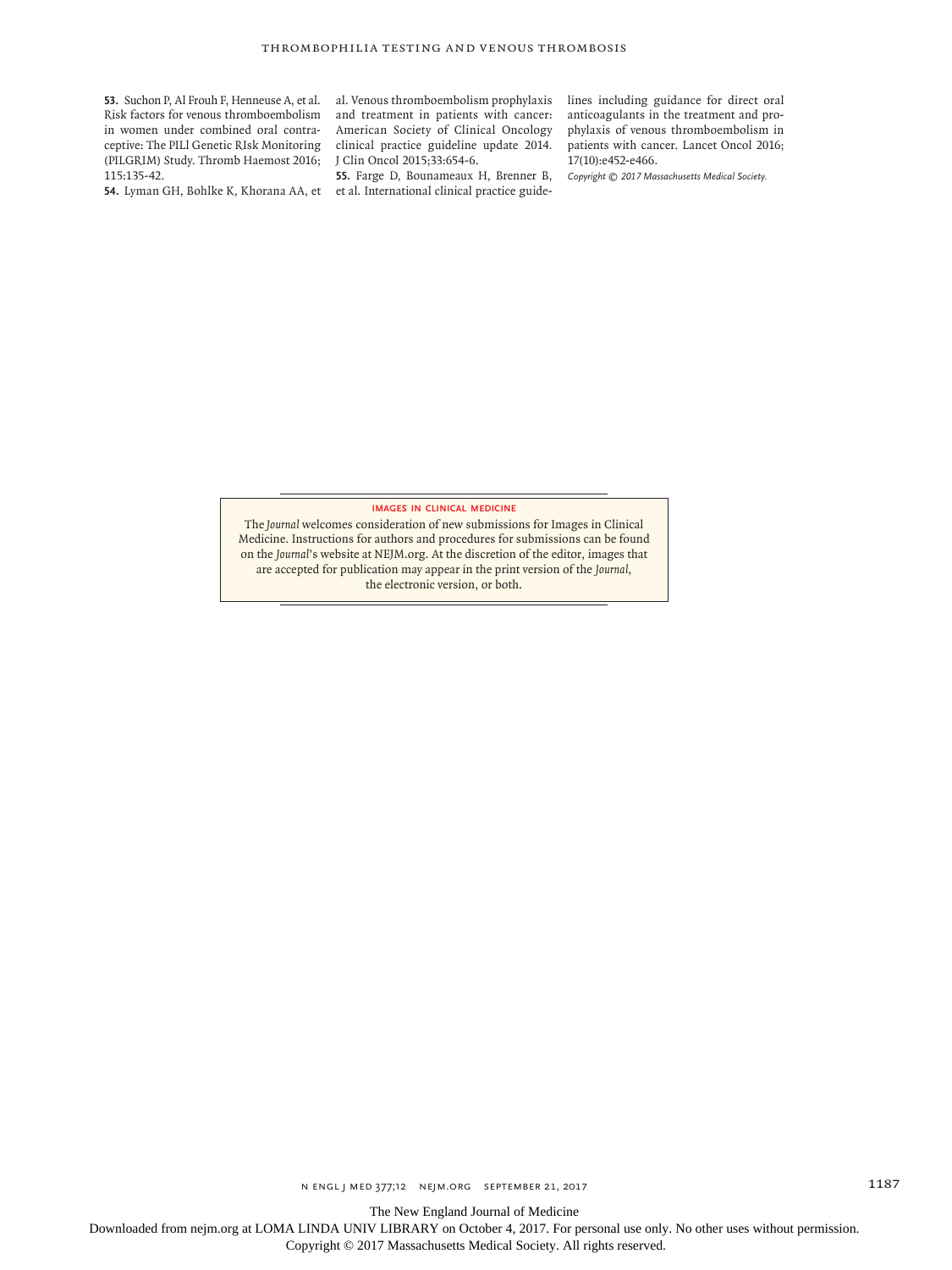**53.** Suchon P, Al Frouh F, Henneuse A, et al. Risk factors for venous thromboembolism in women under combined oral contraceptive: The PILl Genetic RIsk Monitoring (PILGRIM) Study. Thromb Haemost 2016; 115:135-42.

**54.** Lyman GH, Bohlke K, Khorana AA, et al. Venous thromboembolism prophylaxis and treatment in patients with cancer: American Society of Clinical Oncology clinical practice guideline update 2014. J Clin Oncol 2015;33:654-6.

**55.** Farge D, Bounameaux H, Brenner B, et al. International clinical practice guidelines including guidance for direct oral anticoagulants in the treatment and prophylaxis of venous thromboembolism in patients with cancer. Lancet Oncol 2016; 17(10):e452-e466.

*Copyright © 2017 Massachusetts Medical Society.*

**IMAGES IN CLINICAL MEDICINE**

The *Journal* welcomes consideration of new submissions for Images in Clinical Medicine. Instructions for authors and procedures for submissions can be found on the *Journal*'s website at NEJM.org. At the discretion of the editor, images that are accepted for publication may appear in the print version of the *Journal*, the electronic version, or both.